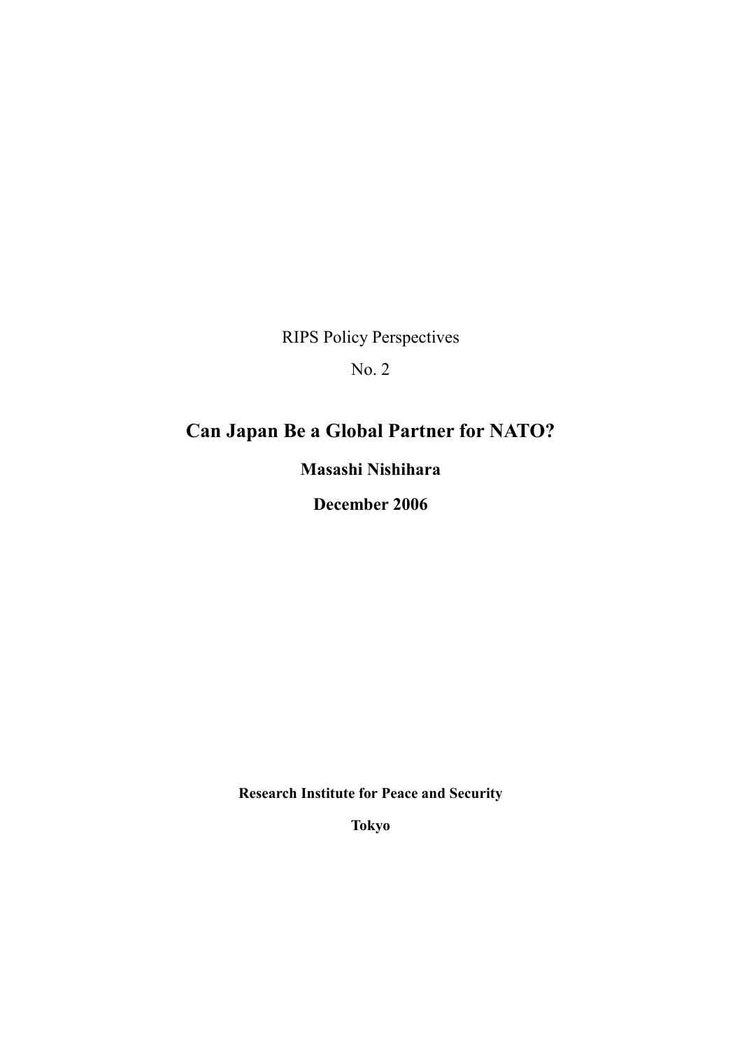RIPS Policy Perspectives

No. 2

# Can Japan Be a Global Partner for NATO?

**Masashi Nishihara**

**December 2006**

**Research Institute for Peace and Security**

**Tokyo**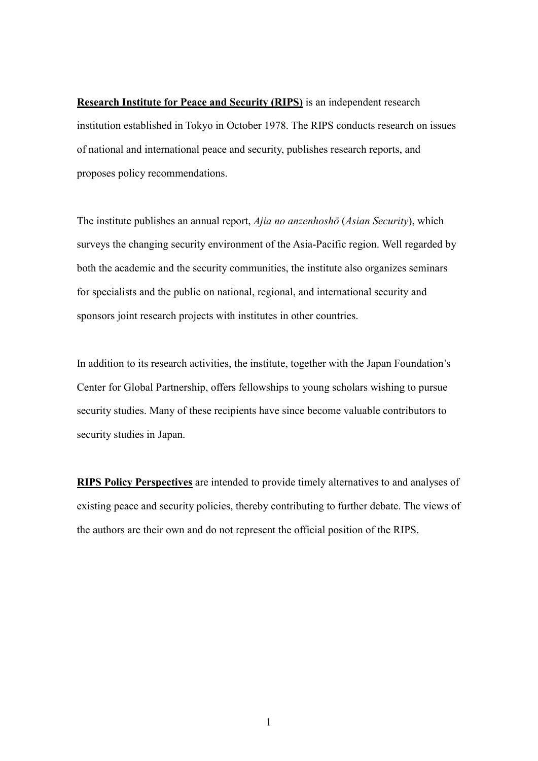**Research Institute for Peace and Security (RIPS)** is an independent research institution established in Tokyo in October 1978. The RIPS conducts research on issues of national and international peace and security, publishes research reports, and proposes policy recommendations.

The institute publishes an annual report, *Ajia no anzenhoshō* (*Asian Security*), which surveys the changing security environment of the Asia-Pacific region. Well regarded by both the academic and the security communities, the institute also organizes seminars for specialists and the public on national, regional, and international security and sponsors joint research projects with institutes in other countries.

In addition to its research activities, the institute, together with the Japan Foundation's Center for Global Partnership, offers fellowships to young scholars wishing to pursue security studies. Many of these recipients have since become valuable contributors to security studies in Japan.

**RIPS Policy Perspectives** are intended to provide timely alternatives to and analyses of existing peace and security policies, thereby contributing to further debate. The views of the authors are their own and do not represent the official position of the RIPS.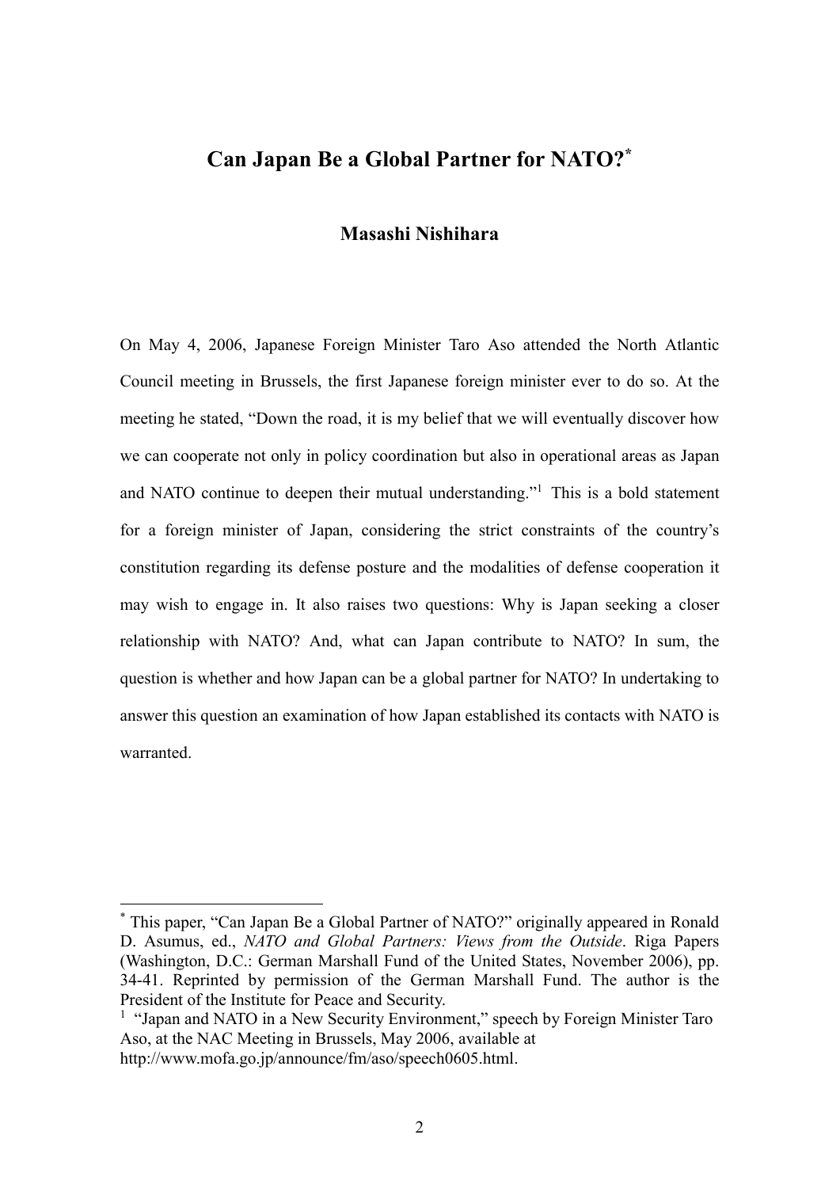# Can Japan Be a Global Partner for NATO?*

## Masashi Nishihara

On May 4, 2006, Japanese Foreign Minister Taro Aso attended the North Atlantic Council meeting in Brussels, the first Japanese foreign minister ever to do so. At the meeting he stated, "Down the road, it is my belief that we will eventually discover how we can cooperate not only in policy coordination but also in operational areas as Japan and NATO continue to deepen their mutual understanding."[1] This is a bold statement for a foreign minister of Japan, considering the strict constraints of the country's constitution regarding its defense posture and the modalities of defense cooperation it may wish to engage in. It also raises two questions: Why is Japan seeking a closer relationship with NATO? And, what can Japan contribute to NATO? In sum, the question is whether and how Japan can be a global partner for NATO? In undertaking to answer this question an examination of how Japan established its contacts with NATO is warranted.

---

* This paper, "Can Japan Be a Global Partner of NATO?" originally appeared in Ronald D. Asumus, ed., *NATO and Global Partners: Views from the Outside*. Riga Papers (Washington, D.C.: German Marshall Fund of the United States, November 2006), pp. 34-41. Reprinted by permission of the German Marshall Fund. The author is the President of the Institute for Peace and Security.

[1] "Japan and NATO in a New Security Environment," speech by Foreign Minister Taro Aso, at the NAC Meeting in Brussels, May 2006, available at http://www.mofa.go.jp/announce/fm/aso/speech0605.html.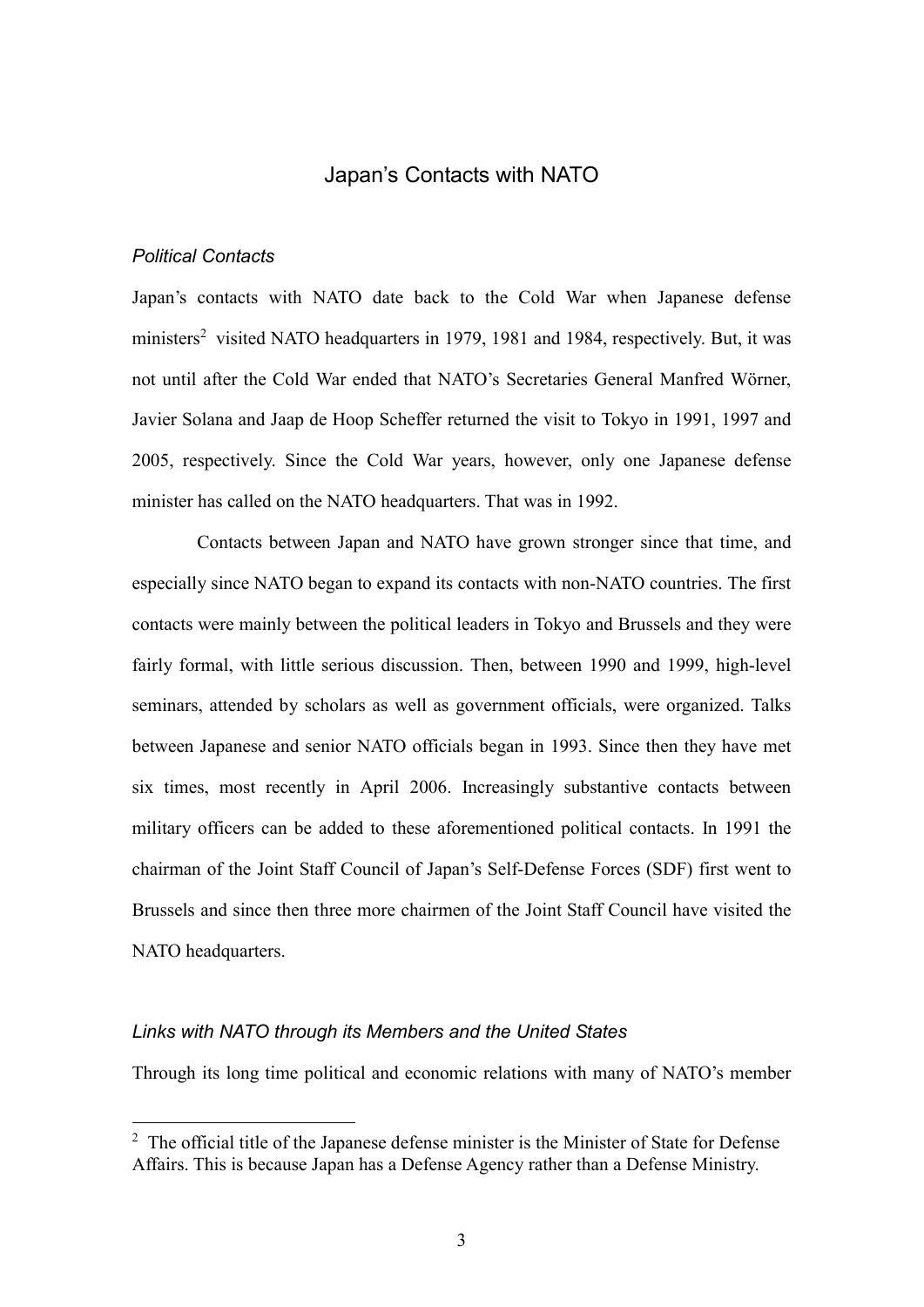## Japan's Contacts with NATO

### *Political Contacts*

Japan's contacts with NATO date back to the Cold War when Japanese defense ministers[2] visited NATO headquarters in 1979, 1981 and 1984, respectively. But, it was not until after the Cold War ended that NATO's Secretaries General Manfred Wörner, Javier Solana and Jaap de Hoop Scheffer returned the visit to Tokyo in 1991, 1997 and 2005, respectively. Since the Cold War years, however, only one Japanese defense minister has called on the NATO headquarters. That was in 1992.

Contacts between Japan and NATO have grown stronger since that time, and especially since NATO began to expand its contacts with non-NATO countries. The first contacts were mainly between the political leaders in Tokyo and Brussels and they were fairly formal, with little serious discussion. Then, between 1990 and 1999, high-level seminars, attended by scholars as well as government officials, were organized. Talks between Japanese and senior NATO officials began in 1993. Since then they have met six times, most recently in April 2006. Increasingly substantive contacts between military officers can be added to these aforementioned political contacts. In 1991 the chairman of the Joint Staff Council of Japan's Self-Defense Forces (SDF) first went to Brussels and since then three more chairmen of the Joint Staff Council have visited the NATO headquarters.

### *Links with NATO through its Members and the United States*

Through its long time political and economic relations with many of NATO's member

[2] The official title of the Japanese defense minister is the Minister of State for Defense Affairs. This is because Japan has a Defense Agency rather than a Defense Ministry.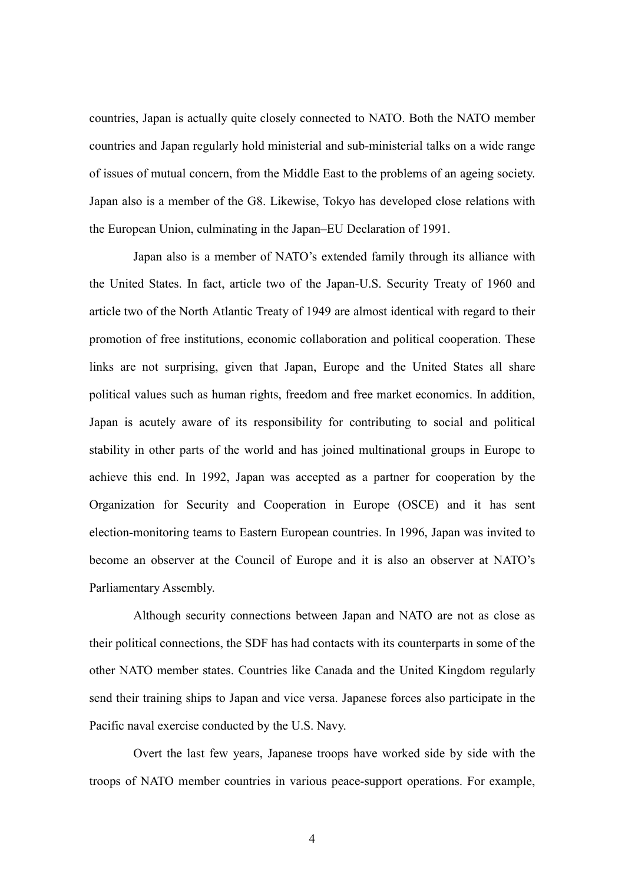countries, Japan is actually quite closely connected to NATO. Both the NATO member countries and Japan regularly hold ministerial and sub-ministerial talks on a wide range of issues of mutual concern, from the Middle East to the problems of an ageing society. Japan also is a member of the G8. Likewise, Tokyo has developed close relations with the European Union, culminating in the Japan–EU Declaration of 1991.

Japan also is a member of NATO's extended family through its alliance with the United States. In fact, article two of the Japan-U.S. Security Treaty of 1960 and article two of the North Atlantic Treaty of 1949 are almost identical with regard to their promotion of free institutions, economic collaboration and political cooperation. These links are not surprising, given that Japan, Europe and the United States all share political values such as human rights, freedom and free market economics. In addition, Japan is acutely aware of its responsibility for contributing to social and political stability in other parts of the world and has joined multinational groups in Europe to achieve this end. In 1992, Japan was accepted as a partner for cooperation by the Organization for Security and Cooperation in Europe (OSCE) and it has sent election-monitoring teams to Eastern European countries. In 1996, Japan was invited to become an observer at the Council of Europe and it is also an observer at NATO's Parliamentary Assembly.

Although security connections between Japan and NATO are not as close as their political connections, the SDF has had contacts with its counterparts in some of the other NATO member states. Countries like Canada and the United Kingdom regularly send their training ships to Japan and vice versa. Japanese forces also participate in the Pacific naval exercise conducted by the U.S. Navy.

Overt the last few years, Japanese troops have worked side by side with the troops of NATO member countries in various peace-support operations. For example,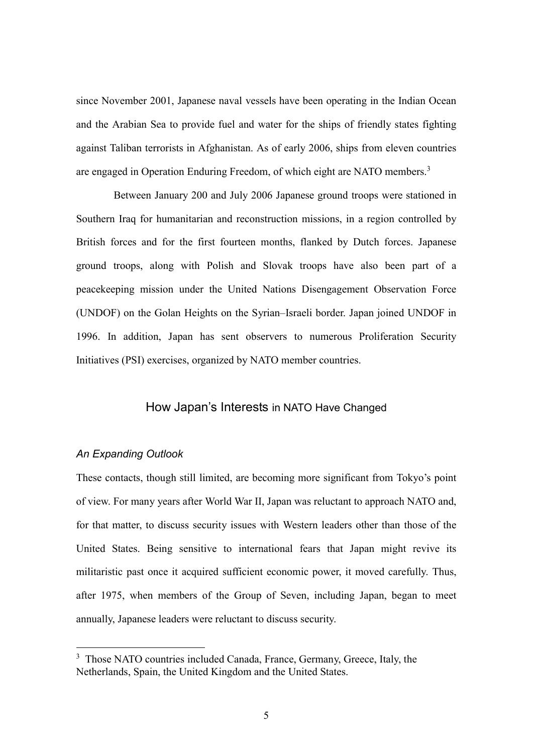since November 2001, Japanese naval vessels have been operating in the Indian Ocean and the Arabian Sea to provide fuel and water for the ships of friendly states fighting against Taliban terrorists in Afghanistan. As of early 2006, ships from eleven countries are engaged in Operation Enduring Freedom, of which eight are NATO members.[3]

Between January 200 and July 2006 Japanese ground troops were stationed in Southern Iraq for humanitarian and reconstruction missions, in a region controlled by British forces and for the first fourteen months, flanked by Dutch forces. Japanese ground troops, along with Polish and Slovak troops have also been part of a peacekeeping mission under the United Nations Disengagement Observation Force (UNDOF) on the Golan Heights on the Syrian–Israeli border. Japan joined UNDOF in 1996. In addition, Japan has sent observers to numerous Proliferation Security Initiatives (PSI) exercises, organized by NATO member countries.

## How Japan's Interests in NATO Have Changed

### *An Expanding Outlook*

These contacts, though still limited, are becoming more significant from Tokyo's point of view. For many years after World War II, Japan was reluctant to approach NATO and, for that matter, to discuss security issues with Western leaders other than those of the United States. Being sensitive to international fears that Japan might revive its militaristic past once it acquired sufficient economic power, it moved carefully. Thus, after 1975, when members of the Group of Seven, including Japan, began to meet annually, Japanese leaders were reluctant to discuss security.

[3] Those NATO countries included Canada, France, Germany, Greece, Italy, the Netherlands, Spain, the United Kingdom and the United States.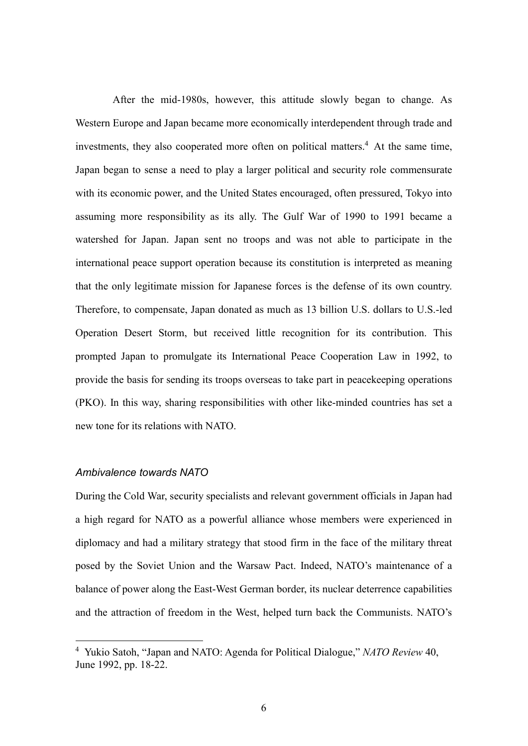After the mid-1980s, however, this attitude slowly began to change. As Western Europe and Japan became more economically interdependent through trade and investments, they also cooperated more often on political matters.[4] At the same time, Japan began to sense a need to play a larger political and security role commensurate with its economic power, and the United States encouraged, often pressured, Tokyo into assuming more responsibility as its ally. The Gulf War of 1990 to 1991 became a watershed for Japan. Japan sent no troops and was not able to participate in the international peace support operation because its constitution is interpreted as meaning that the only legitimate mission for Japanese forces is the defense of its own country. Therefore, to compensate, Japan donated as much as 13 billion U.S. dollars to U.S.-led Operation Desert Storm, but received little recognition for its contribution. This prompted Japan to promulgate its International Peace Cooperation Law in 1992, to provide the basis for sending its troops overseas to take part in peacekeeping operations (PKO). In this way, sharing responsibilities with other like-minded countries has set a new tone for its relations with NATO.

### *Ambivalence towards NATO*

During the Cold War, security specialists and relevant government officials in Japan had a high regard for NATO as a powerful alliance whose members were experienced in diplomacy and had a military strategy that stood firm in the face of the military threat posed by the Soviet Union and the Warsaw Pact. Indeed, NATO's maintenance of a balance of power along the East-West German border, its nuclear deterrence capabilities and the attraction of freedom in the West, helped turn back the Communists. NATO's

---

[4] Yukio Satoh, "Japan and NATO: Agenda for Political Dialogue," *NATO Review* 40, June 1992, pp. 18-22.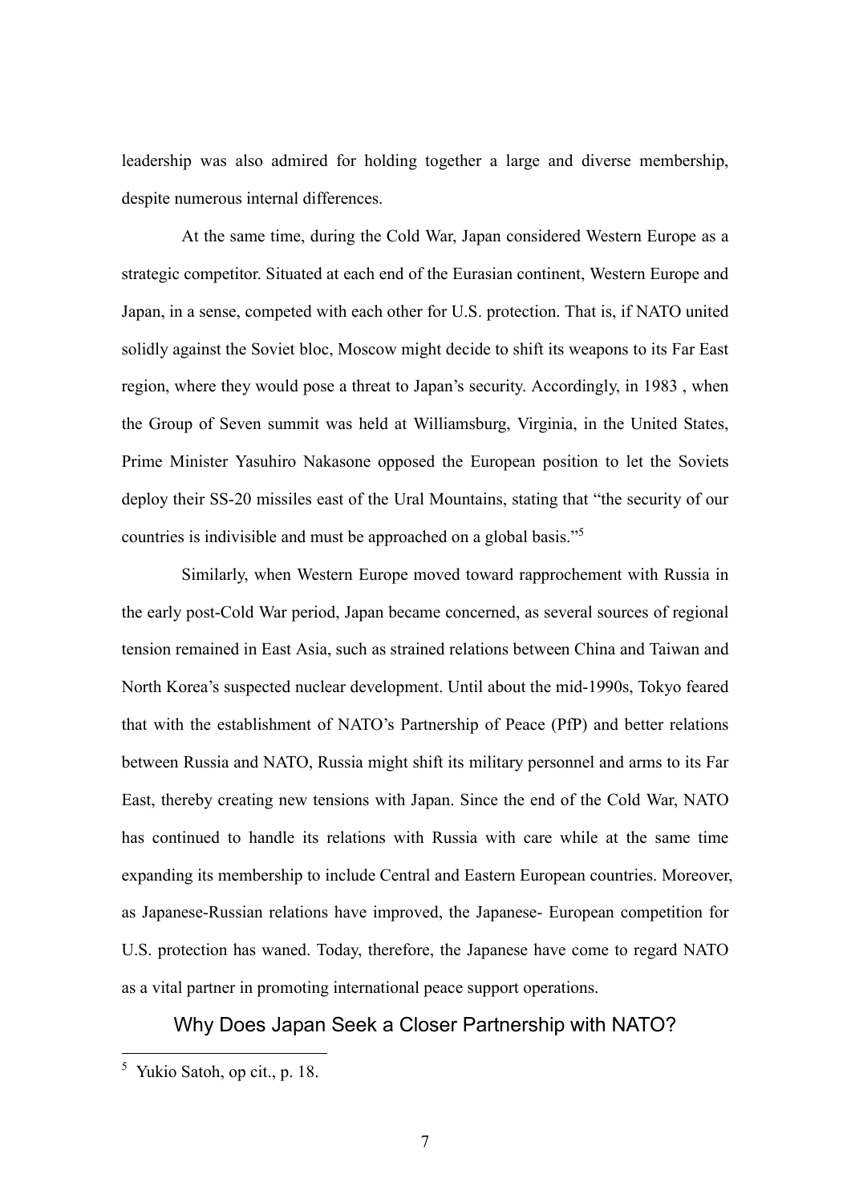leadership was also admired for holding together a large and diverse membership, despite numerous internal differences.

At the same time, during the Cold War, Japan considered Western Europe as a strategic competitor. Situated at each end of the Eurasian continent, Western Europe and Japan, in a sense, competed with each other for U.S. protection. That is, if NATO united solidly against the Soviet bloc, Moscow might decide to shift its weapons to its Far East region, where they would pose a threat to Japan's security. Accordingly, in 1983 , when the Group of Seven summit was held at Williamsburg, Virginia, in the United States, Prime Minister Yasuhiro Nakasone opposed the European position to let the Soviets deploy their SS-20 missiles east of the Ural Mountains, stating that "the security of our countries is indivisible and must be approached on a global basis."[5]

Similarly, when Western Europe moved toward rapprochement with Russia in the early post-Cold War period, Japan became concerned, as several sources of regional tension remained in East Asia, such as strained relations between China and Taiwan and North Korea's suspected nuclear development. Until about the mid-1990s, Tokyo feared that with the establishment of NATO's Partnership of Peace (PfP) and better relations between Russia and NATO, Russia might shift its military personnel and arms to its Far East, thereby creating new tensions with Japan. Since the end of the Cold War, NATO has continued to handle its relations with Russia with care while at the same time expanding its membership to include Central and Eastern European countries. Moreover, as Japanese-Russian relations have improved, the Japanese- European competition for U.S. protection has waned. Today, therefore, the Japanese have come to regard NATO as a vital partner in promoting international peace support operations.

## Why Does Japan Seek a Closer Partnership with NATO?

[5] Yukio Satoh, op cit., p. 18.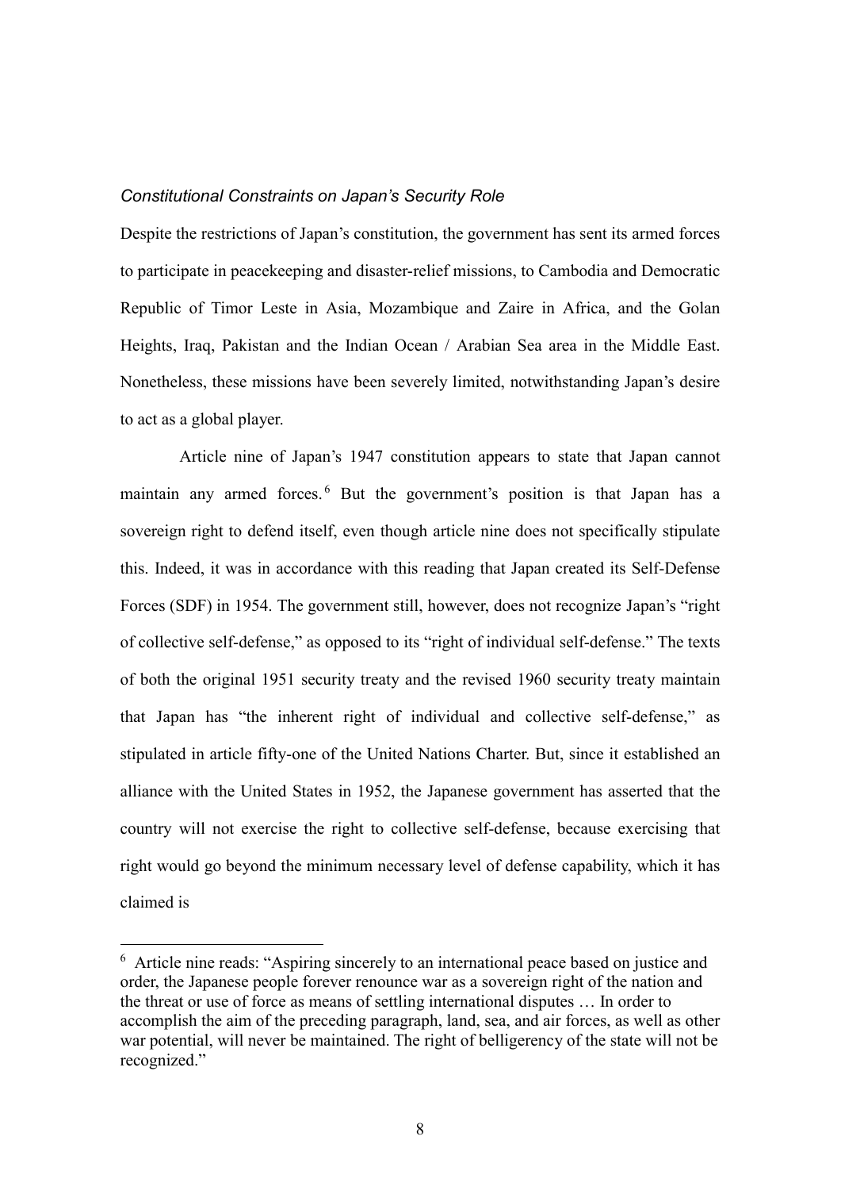### *Constitutional Constraints on Japan's Security Role*

Despite the restrictions of Japan's constitution, the government has sent its armed forces to participate in peacekeeping and disaster-relief missions, to Cambodia and Democratic Republic of Timor Leste in Asia, Mozambique and Zaire in Africa, and the Golan Heights, Iraq, Pakistan and the Indian Ocean / Arabian Sea area in the Middle East. Nonetheless, these missions have been severely limited, notwithstanding Japan's desire to act as a global player.

Article nine of Japan's 1947 constitution appears to state that Japan cannot maintain any armed forces.[6] But the government's position is that Japan has a sovereign right to defend itself, even though article nine does not specifically stipulate this. Indeed, it was in accordance with this reading that Japan created its Self-Defense Forces (SDF) in 1954. The government still, however, does not recognize Japan's "right of collective self-defense," as opposed to its "right of individual self-defense." The texts of both the original 1951 security treaty and the revised 1960 security treaty maintain that Japan has "the inherent right of individual and collective self-defense," as stipulated in article fifty-one of the United Nations Charter. But, since it established an alliance with the United States in 1952, the Japanese government has asserted that the country will not exercise the right to collective self-defense, because exercising that right would go beyond the minimum necessary level of defense capability, which it has claimed is

---

[6] Article nine reads: "Aspiring sincerely to an international peace based on justice and order, the Japanese people forever renounce war as a sovereign right of the nation and the threat or use of force as means of settling international disputes … In order to accomplish the aim of the preceding paragraph, land, sea, and air forces, as well as other war potential, will never be maintained. The right of belligerency of the state will not be recognized."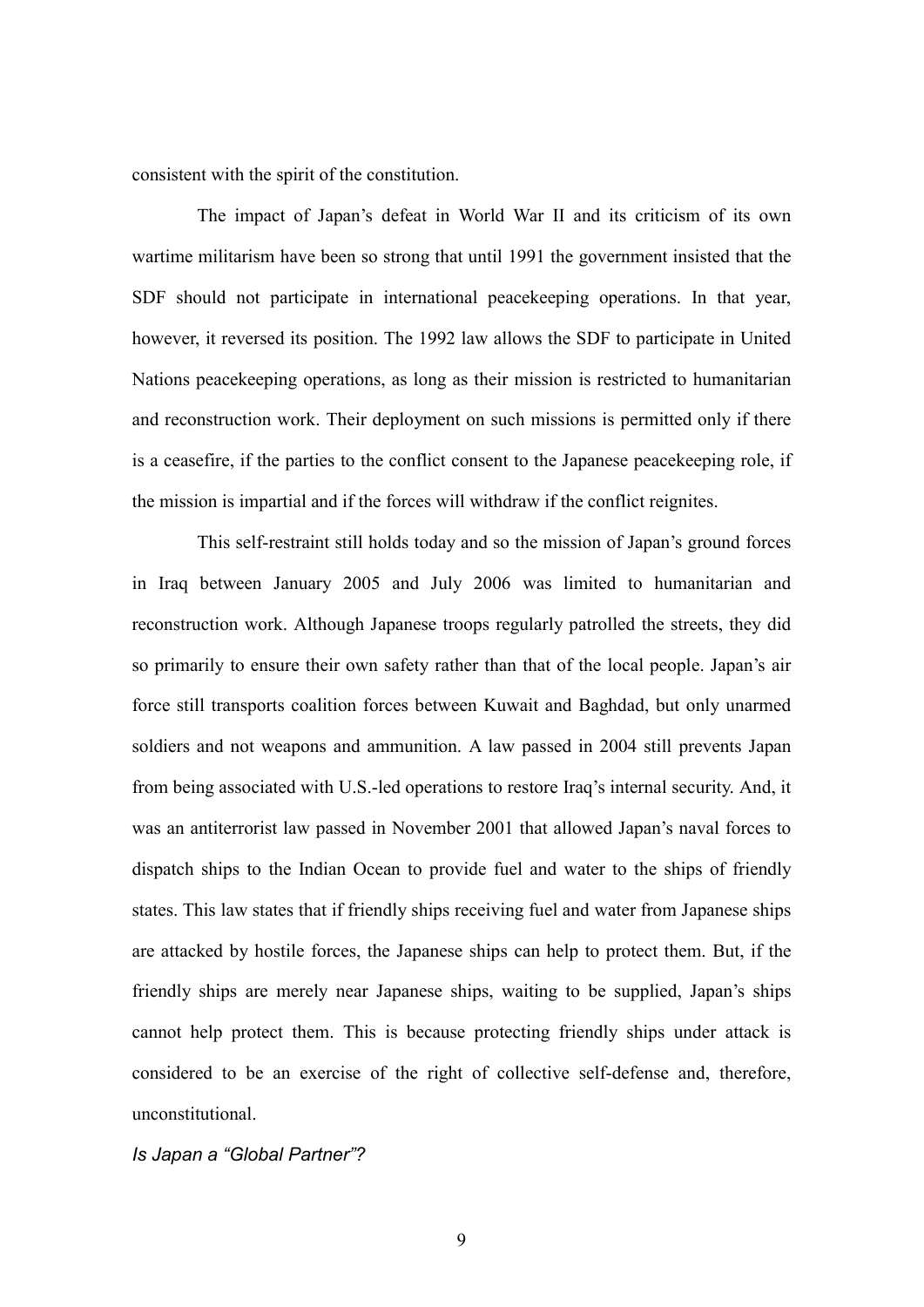consistent with the spirit of the constitution.

The impact of Japan's defeat in World War II and its criticism of its own wartime militarism have been so strong that until 1991 the government insisted that the SDF should not participate in international peacekeeping operations. In that year, however, it reversed its position. The 1992 law allows the SDF to participate in United Nations peacekeeping operations, as long as their mission is restricted to humanitarian and reconstruction work. Their deployment on such missions is permitted only if there is a ceasefire, if the parties to the conflict consent to the Japanese peacekeeping role, if the mission is impartial and if the forces will withdraw if the conflict reignites.

This self-restraint still holds today and so the mission of Japan's ground forces in Iraq between January 2005 and July 2006 was limited to humanitarian and reconstruction work. Although Japanese troops regularly patrolled the streets, they did so primarily to ensure their own safety rather than that of the local people. Japan's air force still transports coalition forces between Kuwait and Baghdad, but only unarmed soldiers and not weapons and ammunition. A law passed in 2004 still prevents Japan from being associated with U.S.-led operations to restore Iraq's internal security. And, it was an antiterrorist law passed in November 2001 that allowed Japan's naval forces to dispatch ships to the Indian Ocean to provide fuel and water to the ships of friendly states. This law states that if friendly ships receiving fuel and water from Japanese ships are attacked by hostile forces, the Japanese ships can help to protect them. But, if the friendly ships are merely near Japanese ships, waiting to be supplied, Japan's ships cannot help protect them. This is because protecting friendly ships under attack is considered to be an exercise of the right of collective self-defense and, therefore, unconstitutional.

### *Is Japan a "Global Partner"?*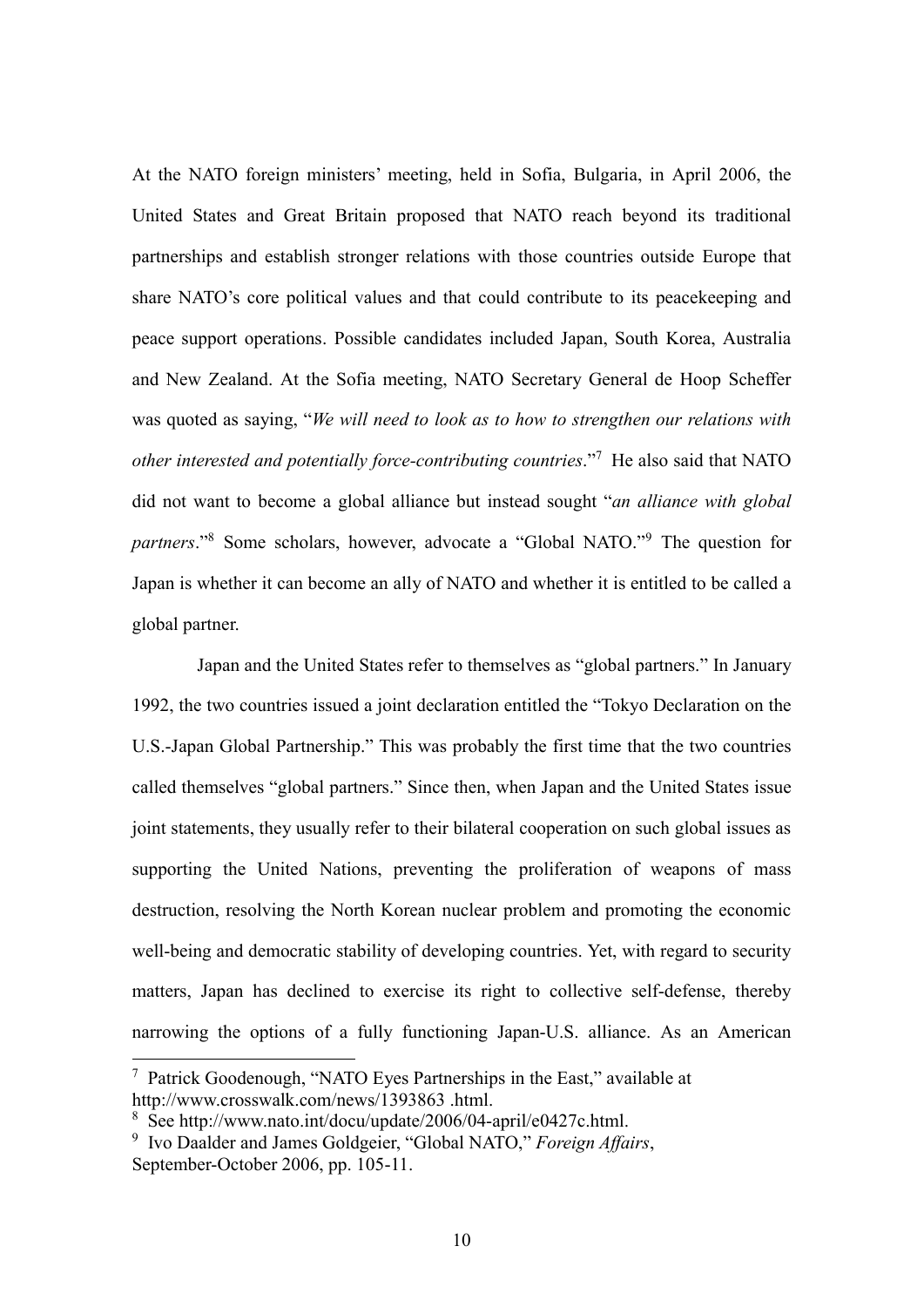At the NATO foreign ministers' meeting, held in Sofia, Bulgaria, in April 2006, the United States and Great Britain proposed that NATO reach beyond its traditional partnerships and establish stronger relations with those countries outside Europe that share NATO's core political values and that could contribute to its peacekeeping and peace support operations. Possible candidates included Japan, South Korea, Australia and New Zealand. At the Sofia meeting, NATO Secretary General de Hoop Scheffer was quoted as saying, "*We will need to look as to how to strengthen our relations with other interested and potentially force-contributing countries*."[7] He also said that NATO did not want to become a global alliance but instead sought "*an alliance with global partners*."[8] Some scholars, however, advocate a "Global NATO."[9] The question for Japan is whether it can become an ally of NATO and whether it is entitled to be called a global partner.

Japan and the United States refer to themselves as "global partners." In January 1992, the two countries issued a joint declaration entitled the "Tokyo Declaration on the U.S.-Japan Global Partnership." This was probably the first time that the two countries called themselves "global partners." Since then, when Japan and the United States issue joint statements, they usually refer to their bilateral cooperation on such global issues as supporting the United Nations, preventing the proliferation of weapons of mass destruction, resolving the North Korean nuclear problem and promoting the economic well-being and democratic stability of developing countries. Yet, with regard to security matters, Japan has declined to exercise its right to collective self-defense, thereby narrowing the options of a fully functioning Japan-U.S. alliance. As an American

---

[7] Patrick Goodenough, "NATO Eyes Partnerships in the East," available at http://www.crosswalk.com/news/1393863 .html.

[8] See http://www.nato.int/docu/update/2006/04-april/e0427c.html.

[9] Ivo Daalder and James Goldgeier, "Global NATO," *Foreign Affairs*, September-October 2006, pp. 105-11.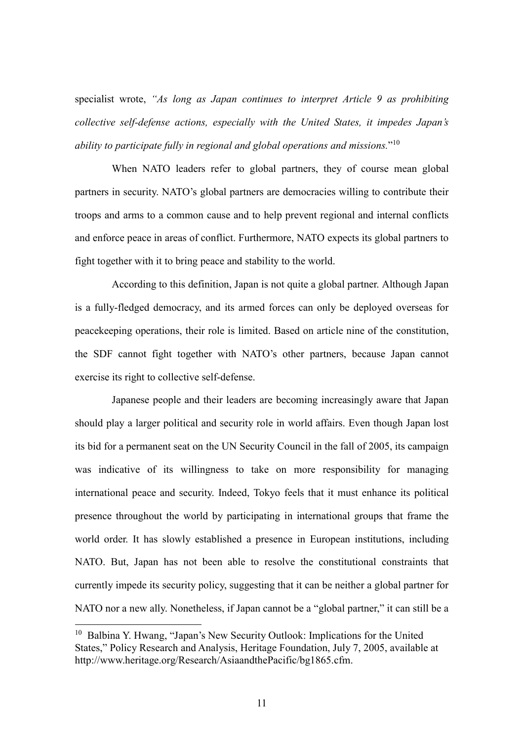specialist wrote, *"As long as Japan continues to interpret Article 9 as prohibiting collective self-defense actions, especially with the United States, it impedes Japan's ability to participate fully in regional and global operations and missions.*"[10]

When NATO leaders refer to global partners, they of course mean global partners in security. NATO's global partners are democracies willing to contribute their troops and arms to a common cause and to help prevent regional and internal conflicts and enforce peace in areas of conflict. Furthermore, NATO expects its global partners to fight together with it to bring peace and stability to the world.

According to this definition, Japan is not quite a global partner. Although Japan is a fully-fledged democracy, and its armed forces can only be deployed overseas for peacekeeping operations, their role is limited. Based on article nine of the constitution, the SDF cannot fight together with NATO's other partners, because Japan cannot exercise its right to collective self-defense.

Japanese people and their leaders are becoming increasingly aware that Japan should play a larger political and security role in world affairs. Even though Japan lost its bid for a permanent seat on the UN Security Council in the fall of 2005, its campaign was indicative of its willingness to take on more responsibility for managing international peace and security. Indeed, Tokyo feels that it must enhance its political presence throughout the world by participating in international groups that frame the world order. It has slowly established a presence in European institutions, including NATO. But, Japan has not been able to resolve the constitutional constraints that currently impede its security policy, suggesting that it can be neither a global partner for NATO nor a new ally. Nonetheless, if Japan cannot be a "global partner," it can still be a

[10] Balbina Y. Hwang, "Japan's New Security Outlook: Implications for the United States," Policy Research and Analysis, Heritage Foundation, July 7, 2005, available at http://www.heritage.org/Research/AsiaandthePacific/bg1865.cfm.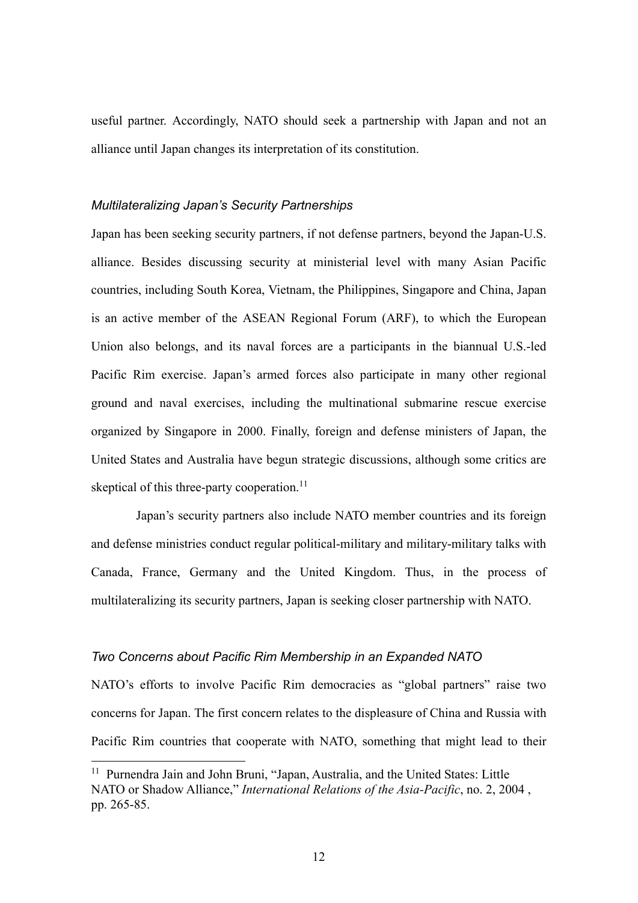useful partner. Accordingly, NATO should seek a partnership with Japan and not an alliance until Japan changes its interpretation of its constitution.

### *Multilateralizing Japan's Security Partnerships*

Japan has been seeking security partners, if not defense partners, beyond the Japan-U.S. alliance. Besides discussing security at ministerial level with many Asian Pacific countries, including South Korea, Vietnam, the Philippines, Singapore and China, Japan is an active member of the ASEAN Regional Forum (ARF), to which the European Union also belongs, and its naval forces are a participants in the biannual U.S.-led Pacific Rim exercise. Japan's armed forces also participate in many other regional ground and naval exercises, including the multinational submarine rescue exercise organized by Singapore in 2000. Finally, foreign and defense ministers of Japan, the United States and Australia have begun strategic discussions, although some critics are skeptical of this three-party cooperation.[11]

Japan's security partners also include NATO member countries and its foreign and defense ministries conduct regular political-military and military-military talks with Canada, France, Germany and the United Kingdom. Thus, in the process of multilateralizing its security partners, Japan is seeking closer partnership with NATO.

### *Two Concerns about Pacific Rim Membership in an Expanded NATO*

NATO's efforts to involve Pacific Rim democracies as "global partners" raise two concerns for Japan. The first concern relates to the displeasure of China and Russia with Pacific Rim countries that cooperate with NATO, something that might lead to their

---

[11] Purnendra Jain and John Bruni, "Japan, Australia, and the United States: Little NATO or Shadow Alliance," *International Relations of the Asia-Pacific*, no. 2, 2004 , pp. 265-85.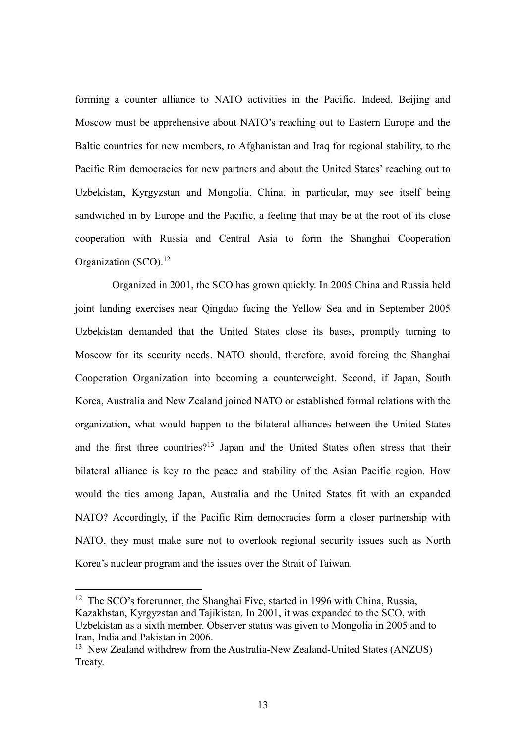forming a counter alliance to NATO activities in the Pacific. Indeed, Beijing and Moscow must be apprehensive about NATO's reaching out to Eastern Europe and the Baltic countries for new members, to Afghanistan and Iraq for regional stability, to the Pacific Rim democracies for new partners and about the United States' reaching out to Uzbekistan, Kyrgyzstan and Mongolia. China, in particular, may see itself being sandwiched in by Europe and the Pacific, a feeling that may be at the root of its close cooperation with Russia and Central Asia to form the Shanghai Cooperation Organization (SCO).[12]

Organized in 2001, the SCO has grown quickly. In 2005 China and Russia held joint landing exercises near Qingdao facing the Yellow Sea and in September 2005 Uzbekistan demanded that the United States close its bases, promptly turning to Moscow for its security needs. NATO should, therefore, avoid forcing the Shanghai Cooperation Organization into becoming a counterweight. Second, if Japan, South Korea, Australia and New Zealand joined NATO or established formal relations with the organization, what would happen to the bilateral alliances between the United States and the first three countries?[13] Japan and the United States often stress that their bilateral alliance is key to the peace and stability of the Asian Pacific region. How would the ties among Japan, Australia and the United States fit with an expanded NATO? Accordingly, if the Pacific Rim democracies form a closer partnership with NATO, they must make sure not to overlook regional security issues such as North Korea's nuclear program and the issues over the Strait of Taiwan.

---

[12] The SCO's forerunner, the Shanghai Five, started in 1996 with China, Russia, Kazakhstan, Kyrgyzstan and Tajikistan. In 2001, it was expanded to the SCO, with Uzbekistan as a sixth member. Observer status was given to Mongolia in 2005 and to Iran, India and Pakistan in 2006.

[13] New Zealand withdrew from the Australia-New Zealand-United States (ANZUS) Treaty.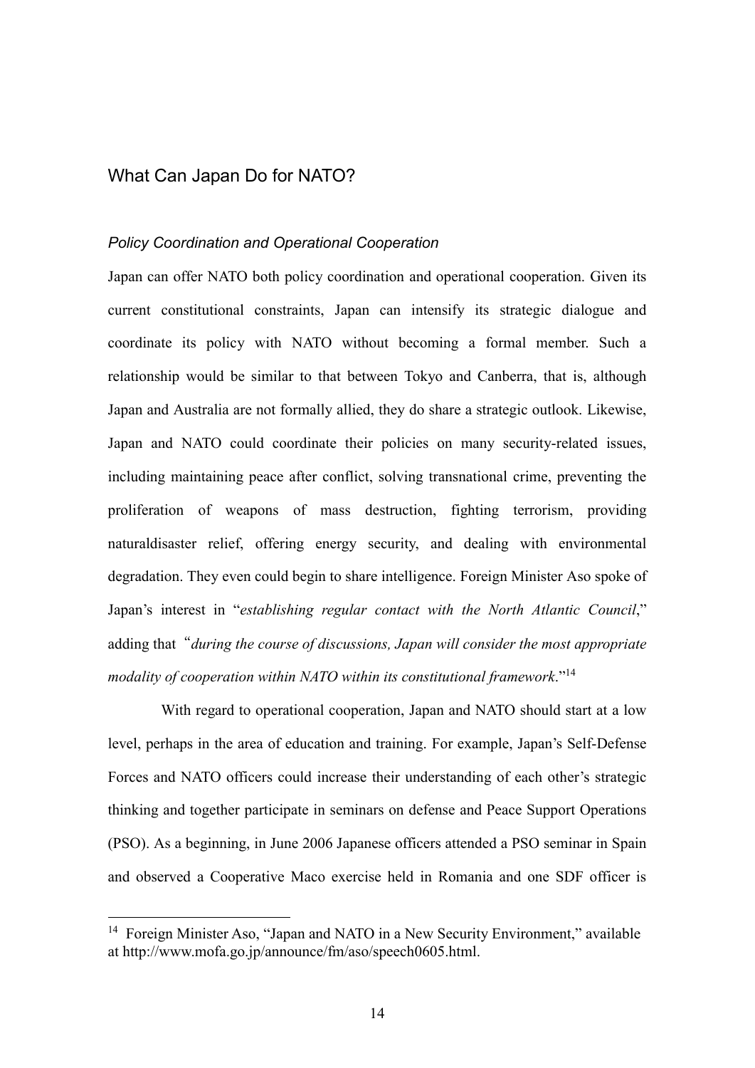## What Can Japan Do for NATO?

### *Policy Coordination and Operational Cooperation*

Japan can offer NATO both policy coordination and operational cooperation. Given its current constitutional constraints, Japan can intensify its strategic dialogue and coordinate its policy with NATO without becoming a formal member. Such a relationship would be similar to that between Tokyo and Canberra, that is, although Japan and Australia are not formally allied, they do share a strategic outlook. Likewise, Japan and NATO could coordinate their policies on many security-related issues, including maintaining peace after conflict, solving transnational crime, preventing the proliferation of weapons of mass destruction, fighting terrorism, providing naturaldisaster relief, offering energy security, and dealing with environmental degradation. They even could begin to share intelligence. Foreign Minister Aso spoke of Japan's interest in "*establishing regular contact with the North Atlantic Council*," adding that "*during the course of discussions, Japan will consider the most appropriate modality of cooperation within NATO within its constitutional framework*."[14]

With regard to operational cooperation, Japan and NATO should start at a low level, perhaps in the area of education and training. For example, Japan's Self-Defense Forces and NATO officers could increase their understanding of each other's strategic thinking and together participate in seminars on defense and Peace Support Operations (PSO). As a beginning, in June 2006 Japanese officers attended a PSO seminar in Spain and observed a Cooperative Maco exercise held in Romania and one SDF officer is

---

[14] Foreign Minister Aso, "Japan and NATO in a New Security Environment," available at http://www.mofa.go.jp/announce/fm/aso/speech0605.html.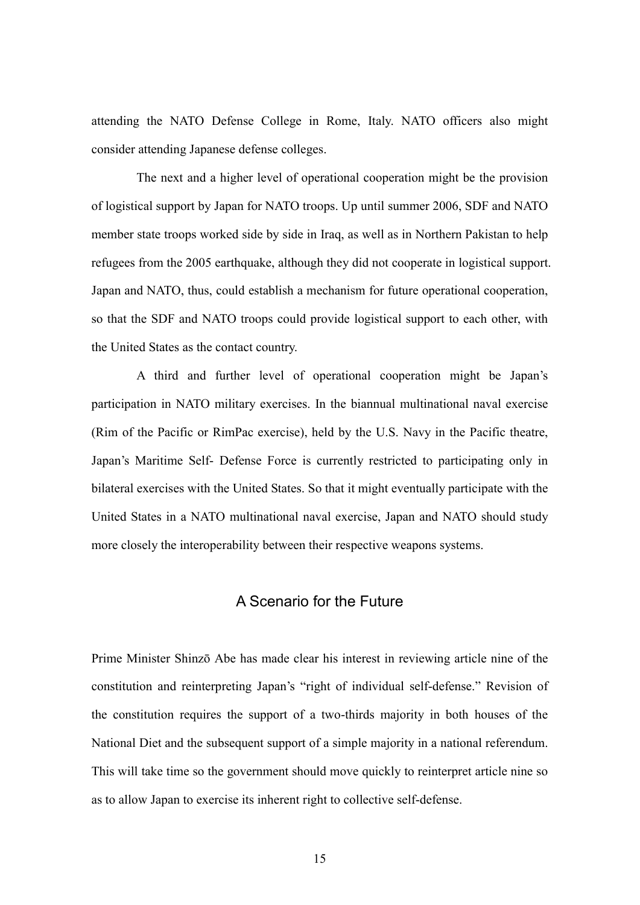attending the NATO Defense College in Rome, Italy. NATO officers also might consider attending Japanese defense colleges.

The next and a higher level of operational cooperation might be the provision of logistical support by Japan for NATO troops. Up until summer 2006, SDF and NATO member state troops worked side by side in Iraq, as well as in Northern Pakistan to help refugees from the 2005 earthquake, although they did not cooperate in logistical support. Japan and NATO, thus, could establish a mechanism for future operational cooperation, so that the SDF and NATO troops could provide logistical support to each other, with the United States as the contact country.

A third and further level of operational cooperation might be Japan's participation in NATO military exercises. In the biannual multinational naval exercise (Rim of the Pacific or RimPac exercise), held by the U.S. Navy in the Pacific theatre, Japan's Maritime Self- Defense Force is currently restricted to participating only in bilateral exercises with the United States. So that it might eventually participate with the United States in a NATO multinational naval exercise, Japan and NATO should study more closely the interoperability between their respective weapons systems.

## A Scenario for the Future

Prime Minister Shinzō Abe has made clear his interest in reviewing article nine of the constitution and reinterpreting Japan's "right of individual self-defense." Revision of the constitution requires the support of a two-thirds majority in both houses of the National Diet and the subsequent support of a simple majority in a national referendum. This will take time so the government should move quickly to reinterpret article nine so as to allow Japan to exercise its inherent right to collective self-defense.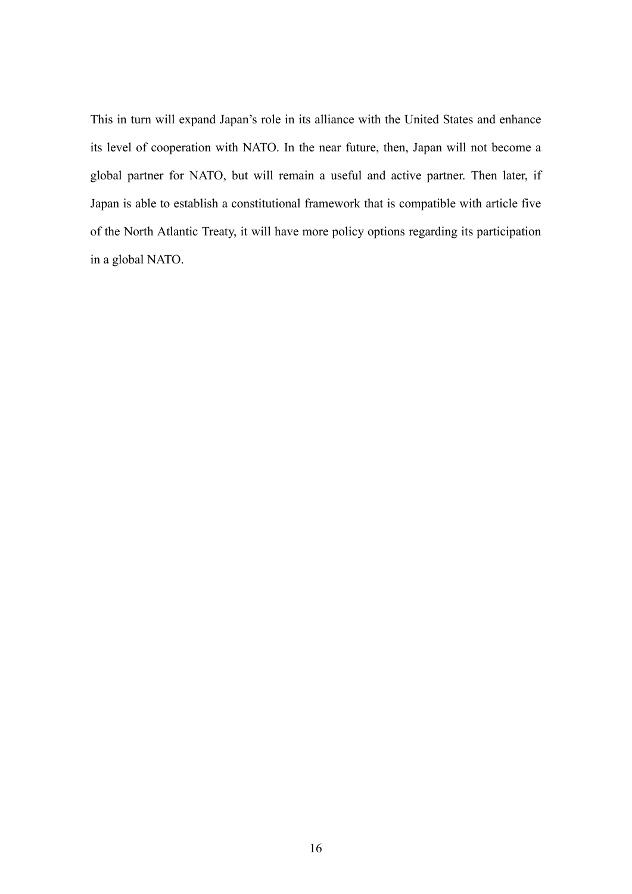This in turn will expand Japan's role in its alliance with the United States and enhance its level of cooperation with NATO. In the near future, then, Japan will not become a global partner for NATO, but will remain a useful and active partner. Then later, if Japan is able to establish a constitutional framework that is compatible with article five of the North Atlantic Treaty, it will have more policy options regarding its participation in a global NATO.